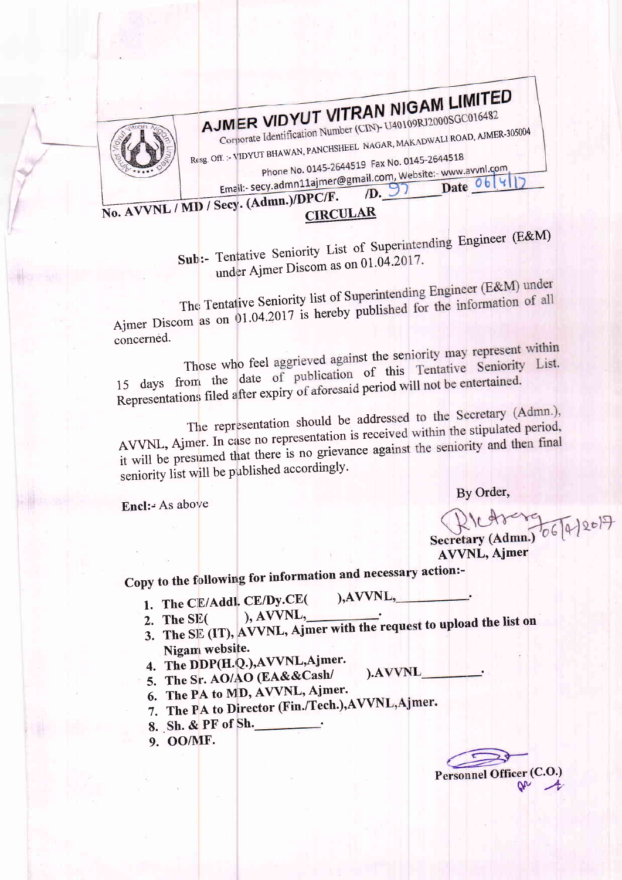# AJMER VIDYUT VITRAN NIGAM LIMITED

Corporate Identification Number (CIN)- U40109RJ2000SGC016482

Resg. Off. :- VIDYUT BHAWAN, PANCHSHEEL NAGAR, MAKADWALI ROAD, AJMER-305004

Phone No. 0145-2644519 Fax No. 0145-2644518

Email:- secy.admn11ajmer@gmail.com, Website:- www.avvnl.com

**No. AVVNL / MD / Secy. (Admn.)/DPC/F. /D. 97 Date 06/4/17**

## CIRCULAR

**Sub:-** Tentative Seniority List of Superintending Engineer (E&M) under Ajmer Discom as on 01.04.2017.

The Tentative Seniority list of Superintending Engineer (E&M) under Ajmer Discom as on 01.04.2017 is hereby published for the information of all concerned.

Those who feel aggrieved against the seniority may represent within 15 days from the date of publication of this Tentative Seniority List. Representations filed after expiry of aforesaid period will not be entertained.

The representation should be addressed to the Secretary (Admn.), AVVNL, Ajmer. In case no representation is received within the stipulated period, it will be presumed that there is no grievance against the seniority and then final seniority list will be published accordingly.

By Order,

**Encl:- As above**

06/4/2017

**Secretary (Admn.)**
**AVVNL, Ajmer**

**Copy to the following for information and necessary action:-**

1. **The CE/Addl. CE/Dy.CE( ),AVVNL,\_\_\_\_\_\_\_\_\_\_.**
2. **The SE( ), AVVNL,\_\_\_\_\_\_\_\_\_\_.**
3. **The SE (IT), AVVNL, Ajmer with the request to upload the list on Nigam website.**
4. **The DDP(H.Q.),AVVNL,Ajmer.**
5. **The Sr. AO/AO (EA&&Cash/ ).AVVNL\_\_\_\_\_\_\_\_\_.**
6. **The PA to MD, AVVNL, Ajmer.**
7. **The PA to Director (Fin./Tech.),AVVNL,Ajmer.**
8. **Sh. & PF of Sh.\_\_\_\_\_\_\_\_\_.**
9. **OO/MF.**

**Personnel Officer (C.O.)**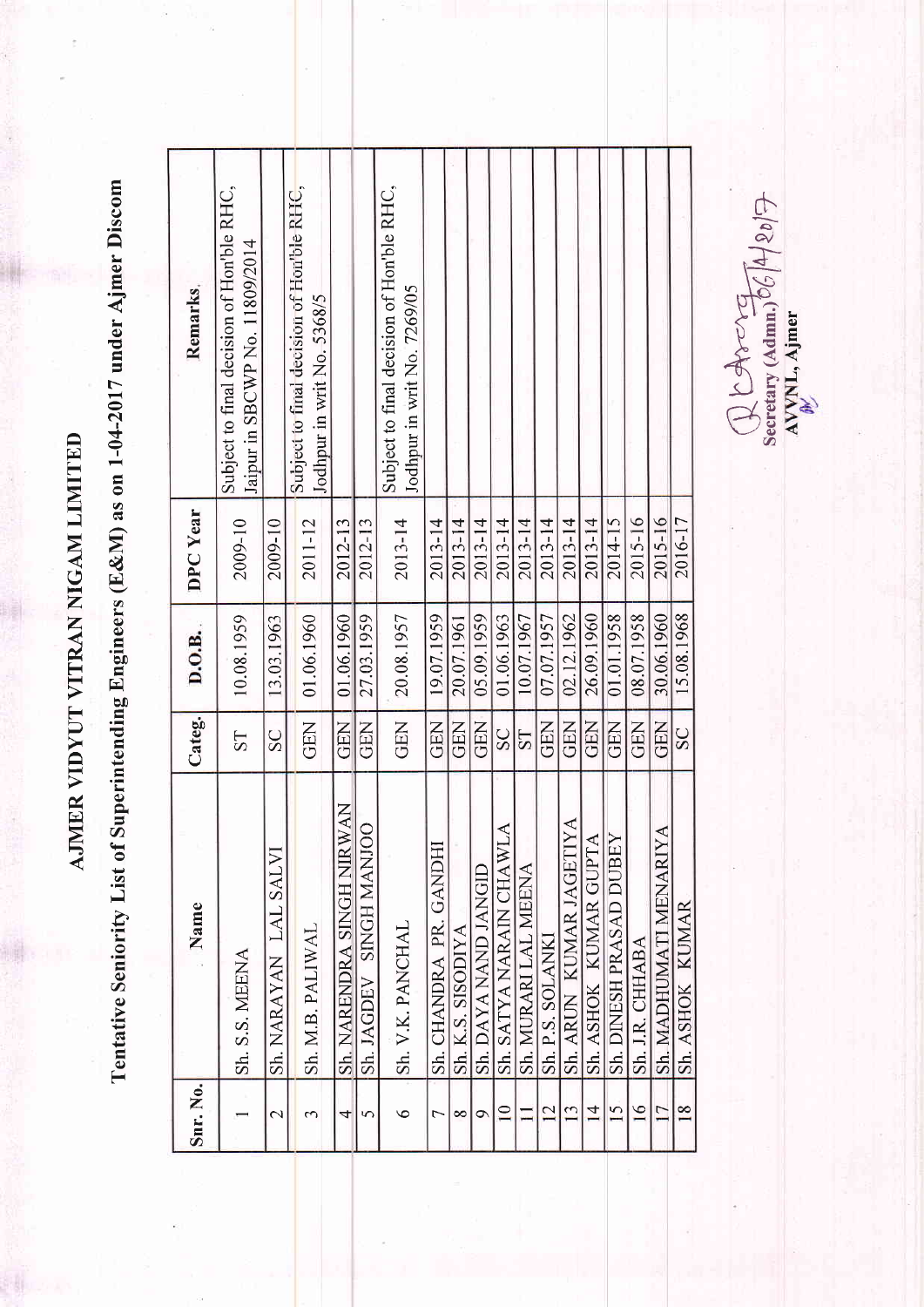# AJMER VIDYUT VITRAN NIGAM LIMITED

## Tentative Seniority List of Superintending Engineers (E&M) as on 1-04-2017 under Ajmer Discom

| Snr. No. | Name | Categ. | D.O.B. | DPC Year | Remarks |
|---|---|---|---|---|---|
| 1 | Sh. S.S. MEENA | ST | 10.08.1959 | 2009-10 | Subject to final decision of Hon'ble RHC, Jaipur in SBCWP No. 11809/2014 |
| 2 | Sh. NARAYAN LAL SALVI | SC | 13.03.1963 | 2009-10 | |
| 3 | Sh. M.B. PALIWAL | GEN | 01.06.1960 | 2011-12 | Subject to final decision of Hon'ble RHC, Jodhpur in writ No. 5368/5 |
| 4 | Sh. NARENDRA SINGH NIRWAN | GEN | 01.06.1960 | 2012-13 | |
| 5 | Sh. JAGDEV SINGH MANJOO | GEN | 27.03.1959 | 2012-13 | |
| 6 | Sh. V.K. PANCHAL | GEN | 20.08.1957 | 2013-14 | Subject to final decision of Hon'ble RHC, Jodhpur in writ No. 7269/05 |
| 7 | Sh. CHANDRA PR. GANDHI | GEN | 19.07.1959 | 2013-14 | |
| 8 | Sh. K.S. SISODIYA | GEN | 20.07.1961 | 2013-14 | |
| 9 | Sh. DAYANAND JANGID | GEN | 05.09.1959 | 2013-14 | |
| 10 | Sh. SATYA NARAIN CHAWLA | SC | 01.06.1963 | 2013-14 | |
| 11 | Sh. MURARI LAL MEENA | ST | 10.07.1967 | 2013-14 | |
| 12 | Sh. P.S. SOLANKI | GEN | 07.07.1957 | 2013-14 | |
| 13 | Sh. ARUN KUMAR JAGETIYA | GEN | 02.12.1962 | 2013-14 | |
| 14 | Sh. ASHOK KUMAR GUPTA | GEN | 26.09.1960 | 2013-14 | |
| 15 | Sh. DINESH PRASAD DUBEY | GEN | 01.01.1958 | 2014-15 | |
| 16 | Sh. J.R. CHHABA | GEN | 08.07.1958 | 2015-16 | |
| 17 | Sh. MADHUMATI MENARIYA | GEN | 30.06.1960 | 2015-16 | |
| 18 | Sh. ASHOK KUMAR | SC | 15.08.1968 | 2016-17 | |

06/4/2017

Secretary (Admn.)
AVVNL, Ajmer